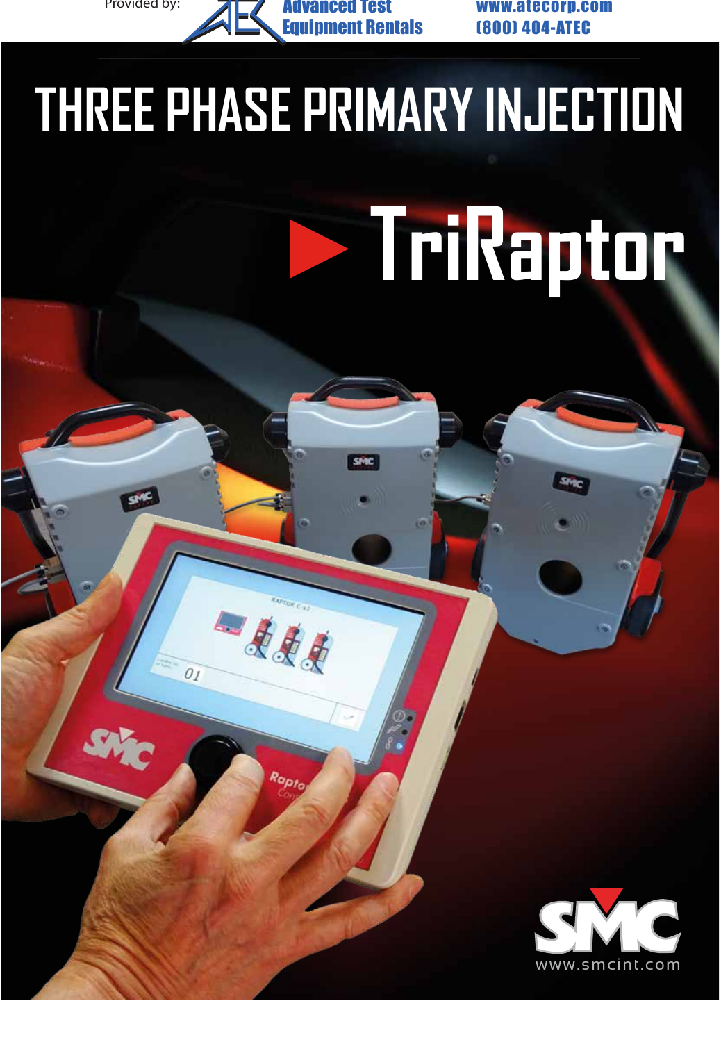Provided by: Advanced Test Equipment Rentals www.atecorp.com (800) 404-ATEC

# THREE PHASE PRIMARY INJECTION

## TriRaptor

www.smcint.com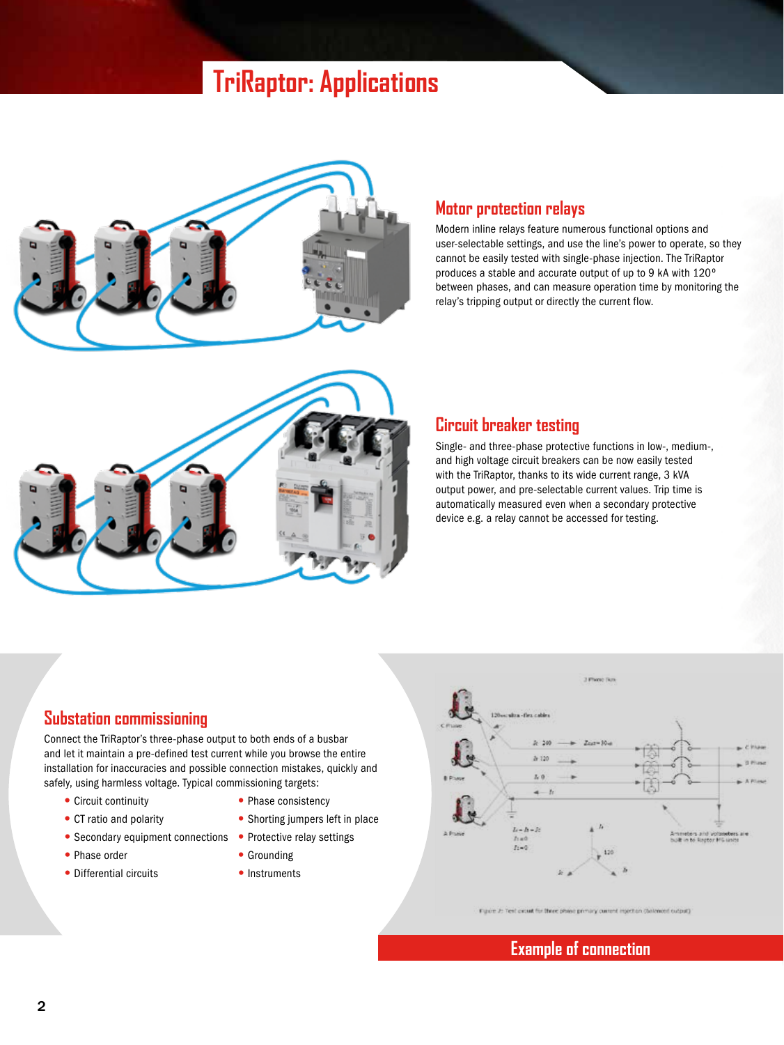# TriRaptor: Applications

## Motor protection relays

Modern inline relays feature numerous functional options and user-selectable settings, and use the line's power to operate, so they cannot be easily tested with single-phase injection. The TriRaptor produces a stable and accurate output of up to 9 kA with 120º between phases, and can measure operation time by monitoring the relay's tripping output or directly the current flow.

## Circuit breaker testing

Single- and three-phase protective functions in low-, medium-, and high voltage circuit breakers can be now easily tested with the TriRaptor, thanks to its wide current range, 3 kVA output power, and pre-selectable current values. Trip time is automatically measured even when a secondary protective device e.g. a relay cannot be accessed for testing.

## Substation commissioning

Connect the TriRaptor's three-phase output to both ends of a busbar and let it maintain a pre-defined test current while you browse the entire installation for inaccuracies and possible connection mistakes, quickly and safely, using harmless voltage. Typical commissioning targets:

- Circuit continuity
- CT ratio and polarity
- Secondary equipment connections
- Phase order
- Differential circuits
- Phase consistency
- Shorting jumpers left in place
- Protective relay settings
- Grounding
- Instruments

Figure 2: Test circuit for three phase primary current injection (balanced output)

**Example of connection**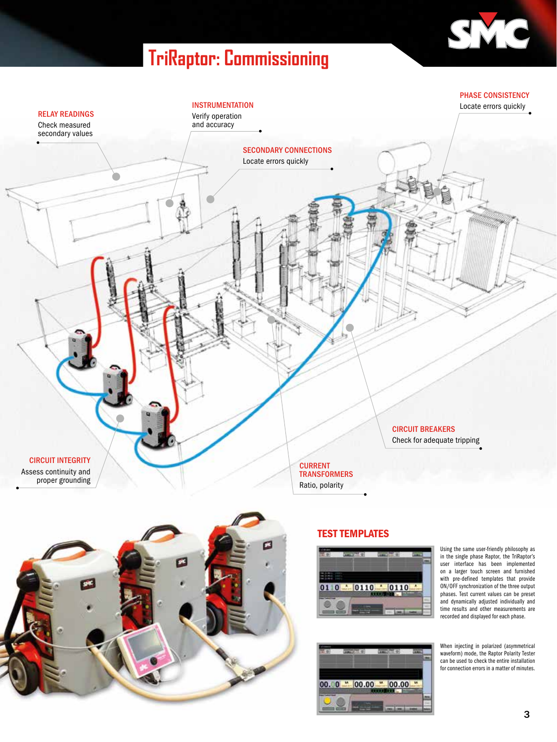# TriRaptor: Commissioning

**RELAY READINGS**
Check measured secondary values

**INSTRUMENTATION**
Verify operation and accuracy

**SECONDARY CONNECTIONS**
Locate errors quickly

**PHASE CONSISTENCY**
Locate errors quickly

**CIRCUIT BREAKERS**
Check for adequate tripping

**CIRCUIT INTEGRITY**
Assess continuity and proper grounding

**CURRENT TRANSFORMERS**
Ratio, polarity

## TEST TEMPLATES

Using the same user-friendly philosophy as in the single phase Raptor, the TriRaptor's user interface has been implemented on a larger touch screen and furnished with pre-defined templates that provide ON/OFF synchronization of the three output phases. Test current values can be preset and dynamically adjusted individually and time results and other measurements are recorded and displayed for each phase.

When injecting in polarized (asymmetrical waveform) mode, the Raptor Polarity Tester can be used to check the entire installation for connection errors in a matter of minutes.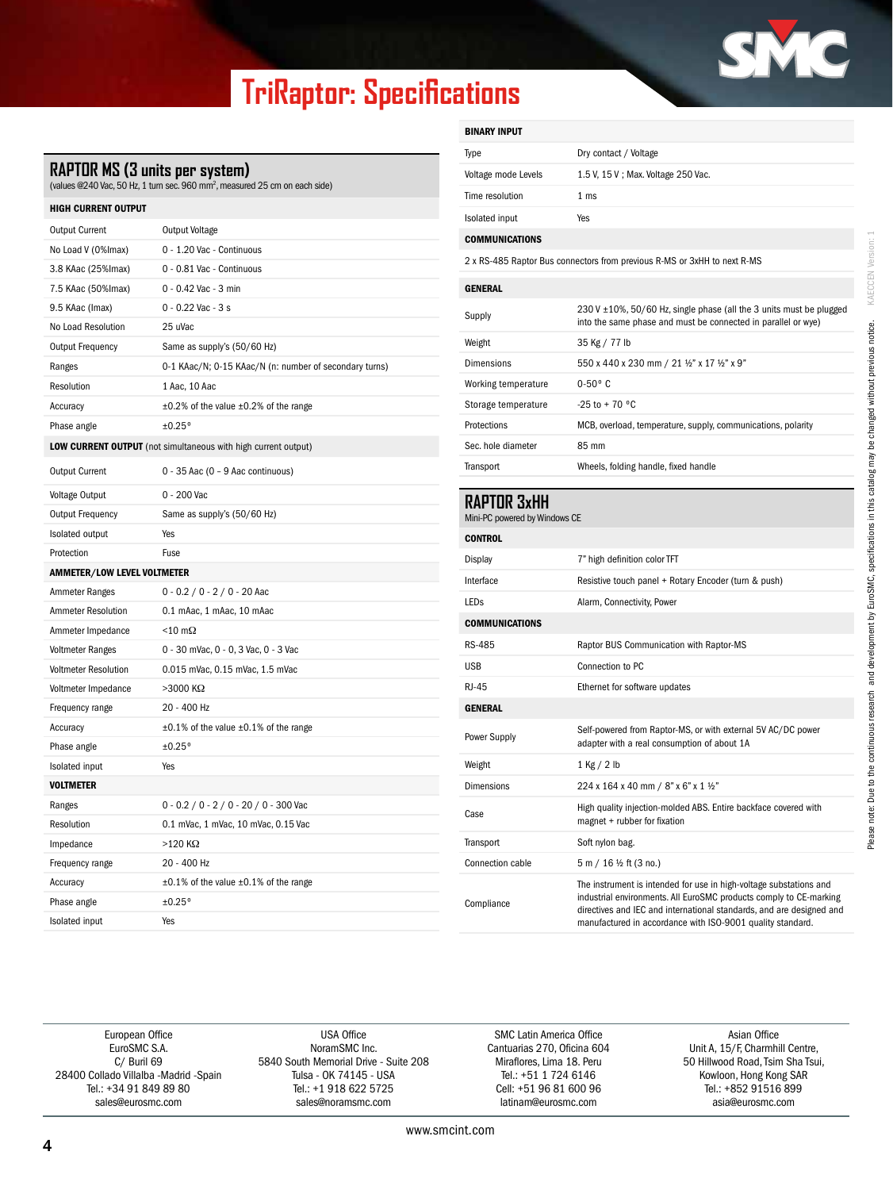# TriRaptor: Specifications

## RAPTOR MS (3 units per system)

(values @240 Vac, 50 Hz, 1 turn sec. 960 mm$^2$, measured 25 cm on each side)

| | |
|---|---|
| **HIGH CURRENT OUTPUT** | |
| Output Current | Output Voltage |
| No Load V (0%Imax) | 0 - 1.20 Vac - Continuous |
| 3.8 KAac (25%Imax) | 0 - 0.81 Vac - Continuous |
| 7.5 KAac (50%Imax) | 0 - 0.42 Vac - 3 min |
| 9.5 KAac (Imax) | 0 - 0.22 Vac - 3 s |
| No Load Resolution | 25 uVac |
| Output Frequency | Same as supply's (50/60 Hz) |
| Ranges | 0-1 KAac/N; 0-15 KAac/N (n: number of secondary turns) |
| Resolution | 1 Aac, 10 Aac |
| Accuracy | ±0.2% of the value ±0.2% of the range |
| Phase angle | ±0.25° |
| **LOW CURRENT OUTPUT** (not simultaneous with high current output) | |
| Output Current | 0 - 35 Aac (0 – 9 Aac continuous) |
| Voltage Output | 0 - 200 Vac |
| Output Frequency | Same as supply's (50/60 Hz) |
| Isolated output | Yes |
| Protection | Fuse |
| **AMMETER/LOW LEVEL VOLTMETER** | |
| Ammeter Ranges | 0 - 0.2 / 0 - 2 / 0 - 20 Aac |
| Ammeter Resolution | 0.1 mAac, 1 mAac, 10 mAac |
| Ammeter Impedance | <10 mΩ |
| Voltmeter Ranges | 0 - 30 mVac, 0 - 0, 3 Vac, 0 - 3 Vac |
| Voltmeter Resolution | 0.015 mVac, 0.15 mVac, 1.5 mVac |
| Voltmeter Impedance | >3000 KΩ |
| Frequency range | 20 - 400 Hz |
| Accuracy | ±0.1% of the value ±0.1% of the range |
| Phase angle | ±0.25° |
| Isolated input | Yes |
| **VOLTMETER** | |
| Ranges | 0 - 0.2 / 0 - 2 / 0 - 20 / 0 - 300 Vac |
| Resolution | 0.1 mVac, 1 mVac, 10 mVac, 0.15 Vac |
| Impedance | >120 KΩ |
| Frequency range | 20 - 400 Hz |
| Accuracy | ±0.1% of the value ±0.1% of the range |
| Phase angle | ±0.25° |
| Isolated input | Yes |

| | |
|---|---|
| **BINARY INPUT** | |
| Type | Dry contact / Voltage |
| Voltage mode Levels | 1.5 V, 15 V ; Max. Voltage 250 Vac. |
| Time resolution | 1 ms |
| Isolated input | Yes |
| **COMMUNICATIONS** | |
| 2 x RS-485 Raptor Bus connectors from previous R-MS or 3xHH to next R-MS | |
| **GENERAL** | |
| Supply | 230 V ±10%, 50/60 Hz, single phase (all the 3 units must be plugged into the same phase and must be connected in parallel or wye) |
| Weight | 35 Kg / 77 lb |
| Dimensions | 550 x 440 x 230 mm / 21 ½" x 17 ½" x 9" |
| Working temperature | 0-50° C |
| Storage temperature | -25 to + 70 °C |
| Protections | MCB, overload, temperature, supply, communications, polarity |
| Sec. hole diameter | 85 mm |
| Transport | Wheels, folding handle, fixed handle |

## RAPTOR 3xHH

Mini-PC powered by Windows CE

| | |
|---|---|
| **CONTROL** | |
| Display | 7" high definition color TFT |
| Interface | Resistive touch panel + Rotary Encoder (turn & push) |
| LEDs | Alarm, Connectivity, Power |
| **COMMUNICATIONS** | |
| RS-485 | Raptor BUS Communication with Raptor-MS |
| USB | Connection to PC |
| RJ-45 | Ethernet for software updates |
| **GENERAL** | |
| Power Supply | Self-powered from Raptor-MS, or with external 5V AC/DC power adapter with a real consumption of about 1A |
| Weight | 1 Kg / 2 lb |
| Dimensions | 224 x 164 x 40 mm / 8" x 6" x 1 ½" |
| Case | High quality injection-molded ABS. Entire backface covered with magnet + rubber for fixation |
| Transport | Soft nylon bag. |
| Connection cable | 5 m / 16 ½ ft (3 no.) |
| Compliance | The instrument is intended for use in high-voltage substations and industrial environments. All EuroSMC products comply to CE-marking directives and IEC and international standards, and are designed and manufactured in accordance with ISO-9001 quality standard. |

Please note: Due to the continuous research and development by EuroSMC, specifications in this catalog may be changed without previous notice.

KAECCEN Version: 1

European Office
EuroSMC S.A.
C/ Buril 69
28400 Collado Villalba -Madrid -Spain
Tel.: +34 91 849 89 80
sales@eurosmc.com

USA Office
NoramSMC Inc.
5840 South Memorial Drive - Suite 208
Tulsa - OK 74145 - USA
Tel.: +1 918 622 5725
sales@noramsmc.com

SMC Latin America Office
Cantuarias 270, Oficina 604
Miraflores, Lima 18. Peru
Tel.: +51 1 724 6146
Cell: +51 96 81 600 96
latinam@eurosmc.com

Asian Office
Unit A, 15/F, Charmhill Centre,
50 Hillwood Road, Tsim Sha Tsui,
Kowloon, Hong Kong SAR
Tel.: +852 91516 899
asia@eurosmc.com

www.smcint.com